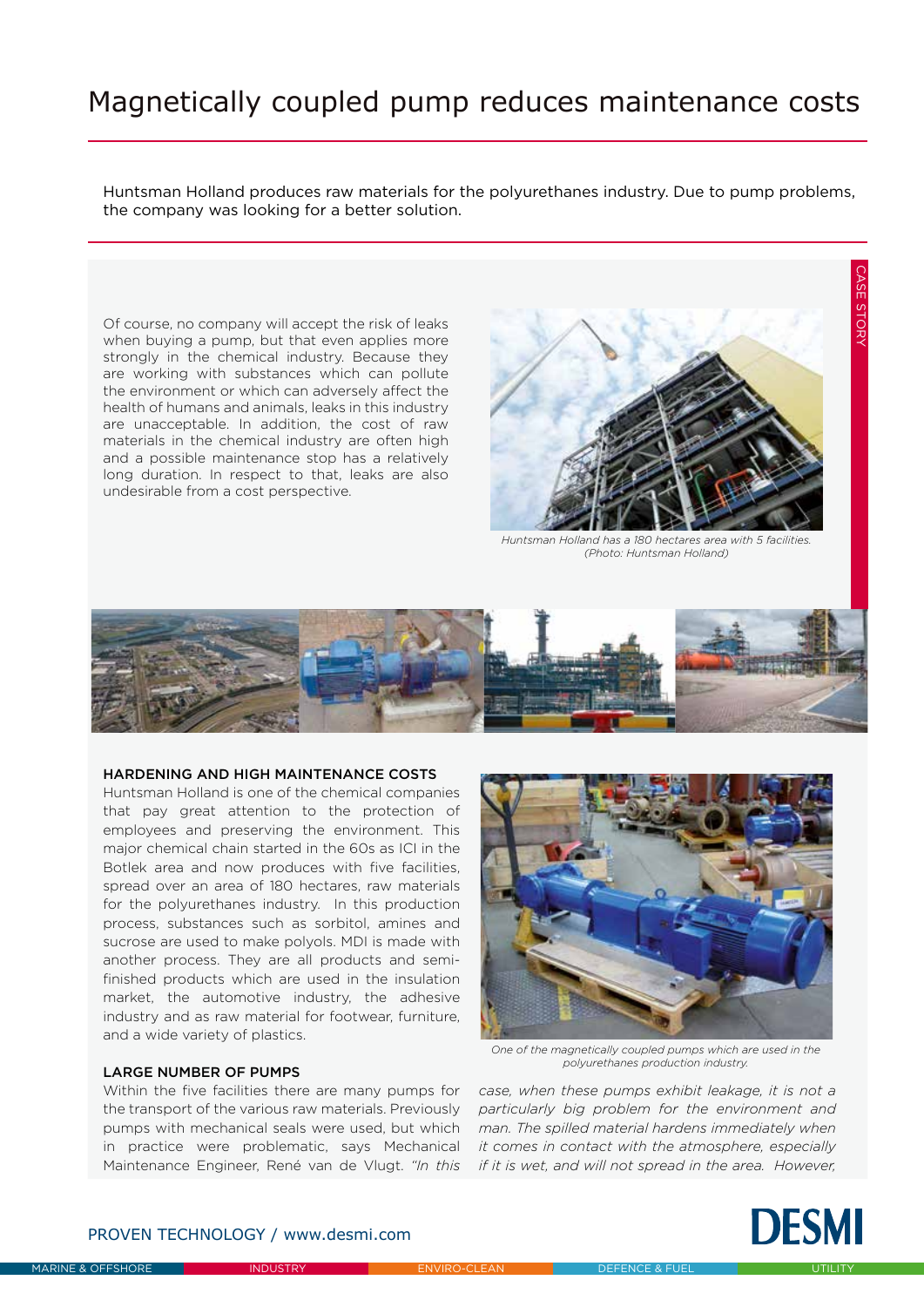# Magnetically coupled pump reduces maintenance costs

Huntsman Holland produces raw materials for the polyurethanes industry. Due to pump problems, the company was looking for a better solution.

Of course, no company will accept the risk of leaks when buying a pump, but that even applies more strongly in the chemical industry. Because they are working with substances which can pollute the environment or which can adversely affect the health of humans and animals, leaks in this industry are unacceptable. In addition, the cost of raw materials in the chemical industry are often high and a possible maintenance stop has a relatively long duration. In respect to that, leaks are also undesirable from a cost perspective.

*Huntsman Holland has a 180 hectares area with 5 facilities. (Photo: Huntsman Holland)*

### HARDENING AND HIGH MAINTENANCE COSTS

Huntsman Holland is one of the chemical companies that pay great attention to the protection of employees and preserving the environment. This major chemical chain started in the 60s as ICI in the Botlek area and now produces with five facilities, spread over an area of 180 hectares, raw materials for the polyurethanes industry. In this production process, substances such as sorbitol, amines and sucrose are used to make polyols. MDI is made with another process. They are all products and semi-finished products which are used in the insulation market, the automotive industry, the adhesive industry and as raw material for footwear, furniture, and a wide variety of plastics.

*One of the magnetically coupled pumps which are used in the polyurethanes production industry.*

### LARGE NUMBER OF PUMPS

Within the five facilities there are many pumps for the transport of the various raw materials. Previously pumps with mechanical seals were used, but which in practice were problematic, says Mechanical Maintenance Engineer, René van de Vlugt. *"In this case, when these pumps exhibit leakage, it is not a particularly big problem for the environment and man. The spilled material hardens immediately when it comes in contact with the atmosphere, especially if it is wet, and will not spread in the area. However,*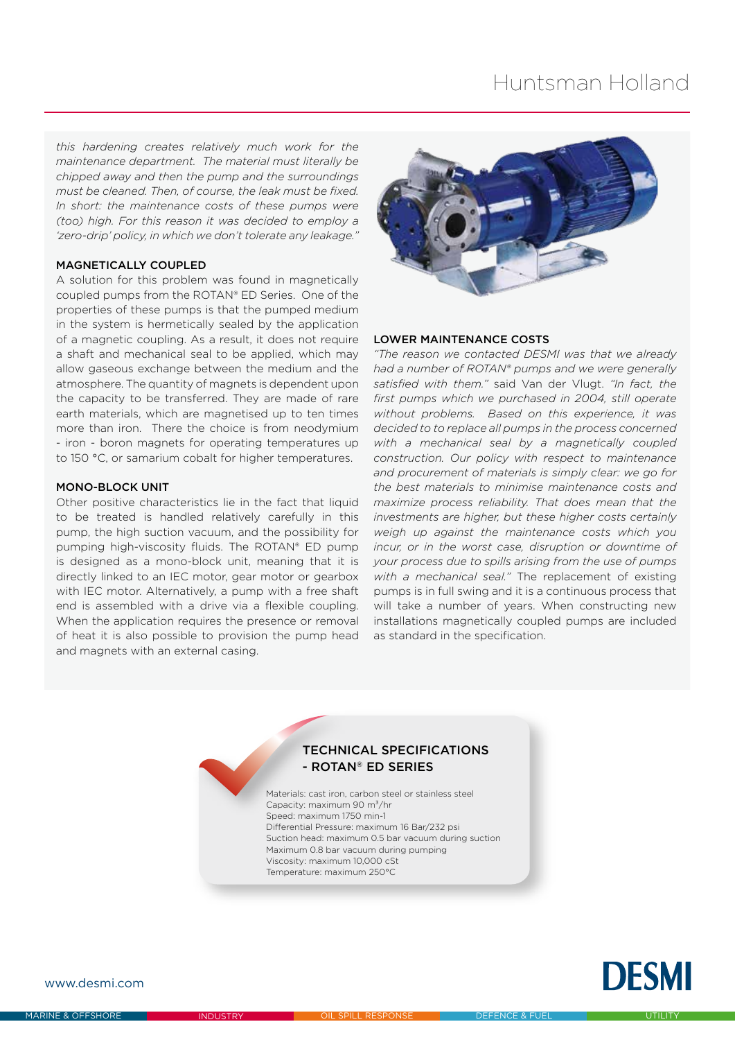*this hardening creates relatively much work for the maintenance department. The material must literally be chipped away and then the pump and the surroundings must be cleaned. Then, of course, the leak must be fixed. In short: the maintenance costs of these pumps were (too) high. For this reason it was decided to employ a 'zero-drip' policy, in which we don't tolerate any leakage."*

### MAGNETICALLY COUPLED

A solution for this problem was found in magnetically coupled pumps from the ROTAN® ED Series. One of the properties of these pumps is that the pumped medium in the system is hermetically sealed by the application of a magnetic coupling. As a result, it does not require a shaft and mechanical seal to be applied, which may allow gaseous exchange between the medium and the atmosphere. The quantity of magnets is dependent upon the capacity to be transferred. They are made of rare earth materials, which are magnetised up to ten times more than iron. There the choice is from neodymium - iron - boron magnets for operating temperatures up to 150 °C, or samarium cobalt for higher temperatures.

### MONO-BLOCK UNIT

Other positive characteristics lie in the fact that liquid to be treated is handled relatively carefully in this pump, the high suction vacuum, and the possibility for pumping high-viscosity fluids. The ROTAN® ED pump is designed as a mono-block unit, meaning that it is directly linked to an IEC motor, gear motor or gearbox with IEC motor. Alternatively, a pump with a free shaft end is assembled with a drive via a flexible coupling. When the application requires the presence or removal of heat it is also possible to provision the pump head and magnets with an external casing.

### LOWER MAINTENANCE COSTS

*"The reason we contacted DESMI was that we already had a number of ROTAN® pumps and we were generally satisfied with them."* said Van der Vlugt. *"In fact, the first pumps which we purchased in 2004, still operate without problems. Based on this experience, it was decided to to replace all pumps in the process concerned with a mechanical seal by a magnetically coupled construction. Our policy with respect to maintenance and procurement of materials is simply clear: we go for the best materials to minimise maintenance costs and maximize process reliability. That does mean that the investments are higher, but these higher costs certainly weigh up against the maintenance costs which you incur, or in the worst case, disruption or downtime of your process due to spills arising from the use of pumps with a mechanical seal."* The replacement of existing pumps is in full swing and it is a continuous process that will take a number of years. When constructing new installations magnetically coupled pumps are included as standard in the specification.

### TECHNICAL SPECIFICATIONS - ROTAN® ED SERIES

Materials: cast iron, carbon steel or stainless steel
Capacity: maximum 90 m³/hr
Speed: maximum 1750 min-1
Differential Pressure: maximum 16 Bar/232 psi
Suction head: maximum 0.5 bar vacuum during suction
Maximum 0.8 bar vacuum during pumping
Viscosity: maximum 10,000 cSt
Temperature: maximum 250°C